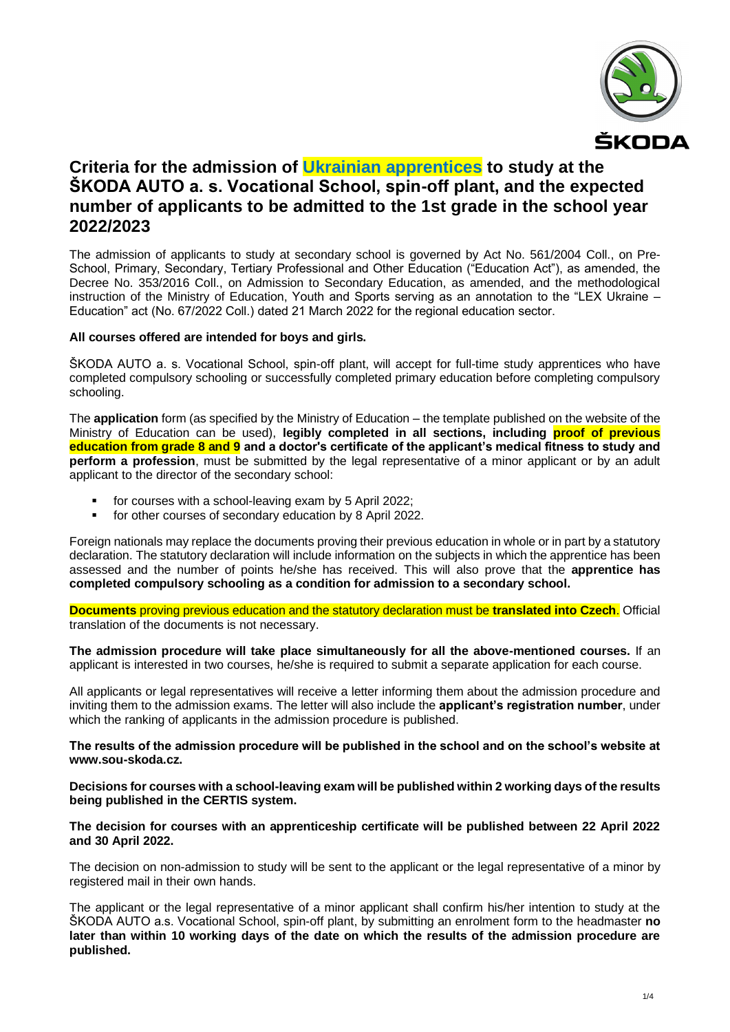# Criteria for the admission of Ukrainian apprentices to study at the ŠKODA AUTO a. s. Vocational School, spin-off plant, and the expected number of applicants to be admitted to the 1st grade in the school year 2022/2023

The admission of applicants to study at secondary school is governed by Act No. 561/2004 Coll., on Pre-School, Primary, Secondary, Tertiary Professional and Other Education ("Education Act"), as amended, the Decree No. 353/2016 Coll., on Admission to Secondary Education, as amended, and the methodological instruction of the Ministry of Education, Youth and Sports serving as an annotation to the "LEX Ukraine – Education" act (No. 67/2022 Coll.) dated 21 March 2022 for the regional education sector.

**All courses offered are intended for boys and girls.**

ŠKODA AUTO a. s. Vocational School, spin-off plant, will accept for full-time study apprentices who have completed compulsory schooling or successfully completed primary education before completing compulsory schooling.

The **application** form (as specified by the Ministry of Education – the template published on the website of the Ministry of Education can be used), **legibly completed in all sections, including proof of previous education from grade 8 and 9 and a doctor's certificate of the applicant's medical fitness to study and perform a profession**, must be submitted by the legal representative of a minor applicant or by an adult applicant to the director of the secondary school:

- for courses with a school-leaving exam by 5 April 2022;
- for other courses of secondary education by 8 April 2022.

Foreign nationals may replace the documents proving their previous education in whole or in part by a statutory declaration. The statutory declaration will include information on the subjects in which the apprentice has been assessed and the number of points he/she has received. This will also prove that the **apprentice has completed compulsory schooling as a condition for admission to a secondary school.**

**Documents** proving previous education and the statutory declaration must be **translated into Czech**. Official translation of the documents is not necessary.

**The admission procedure will take place simultaneously for all the above-mentioned courses.** If an applicant is interested in two courses, he/she is required to submit a separate application for each course.

All applicants or legal representatives will receive a letter informing them about the admission procedure and inviting them to the admission exams. The letter will also include the **applicant's registration number**, under which the ranking of applicants in the admission procedure is published.

**The results of the admission procedure will be published in the school and on the school's website at www.sou-skoda.cz.**

**Decisions for courses with a school-leaving exam will be published within 2 working days of the results being published in the CERTIS system.**

**The decision for courses with an apprenticeship certificate will be published between 22 April 2022 and 30 April 2022.**

The decision on non-admission to study will be sent to the applicant or the legal representative of a minor by registered mail in their own hands.

The applicant or the legal representative of a minor applicant shall confirm his/her intention to study at the ŠKODA AUTO a.s. Vocational School, spin-off plant, by submitting an enrolment form to the headmaster **no later than within 10 working days of the date on which the results of the admission procedure are published.**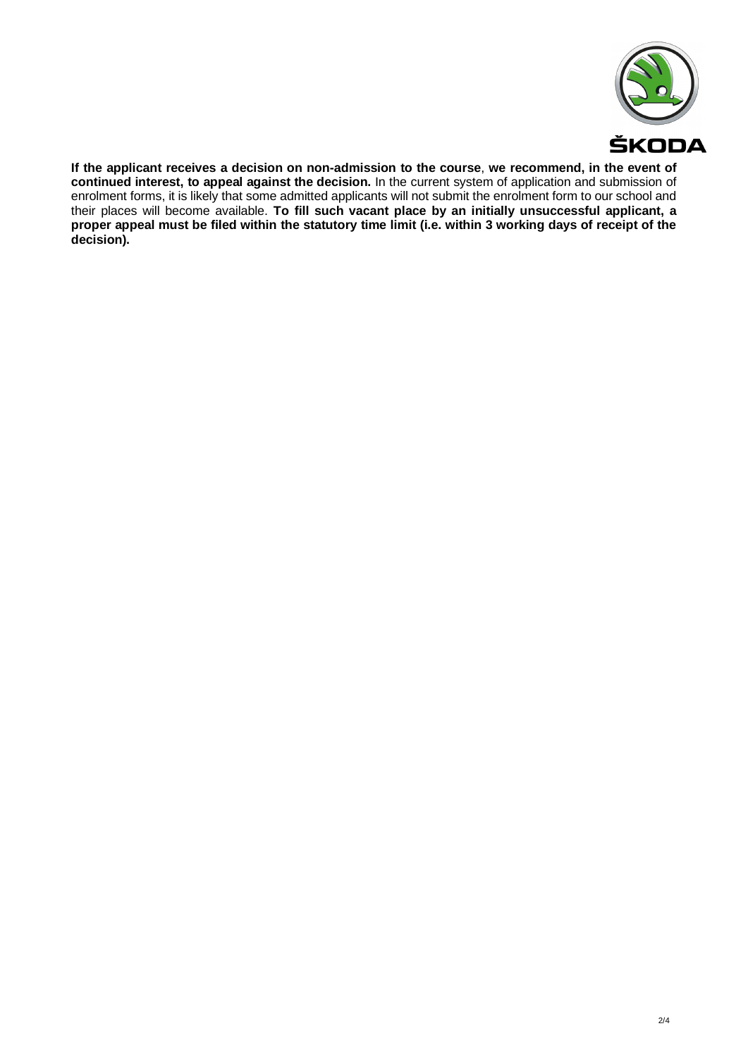**If the applicant receives a decision on non-admission to the course**, **we recommend, in the event of continued interest, to appeal against the decision.** In the current system of application and submission of enrolment forms, it is likely that some admitted applicants will not submit the enrolment form to our school and their places will become available. **To fill such vacant place by an initially unsuccessful applicant, a proper appeal must be filed within the statutory time limit (i.e. within 3 working days of receipt of the decision).**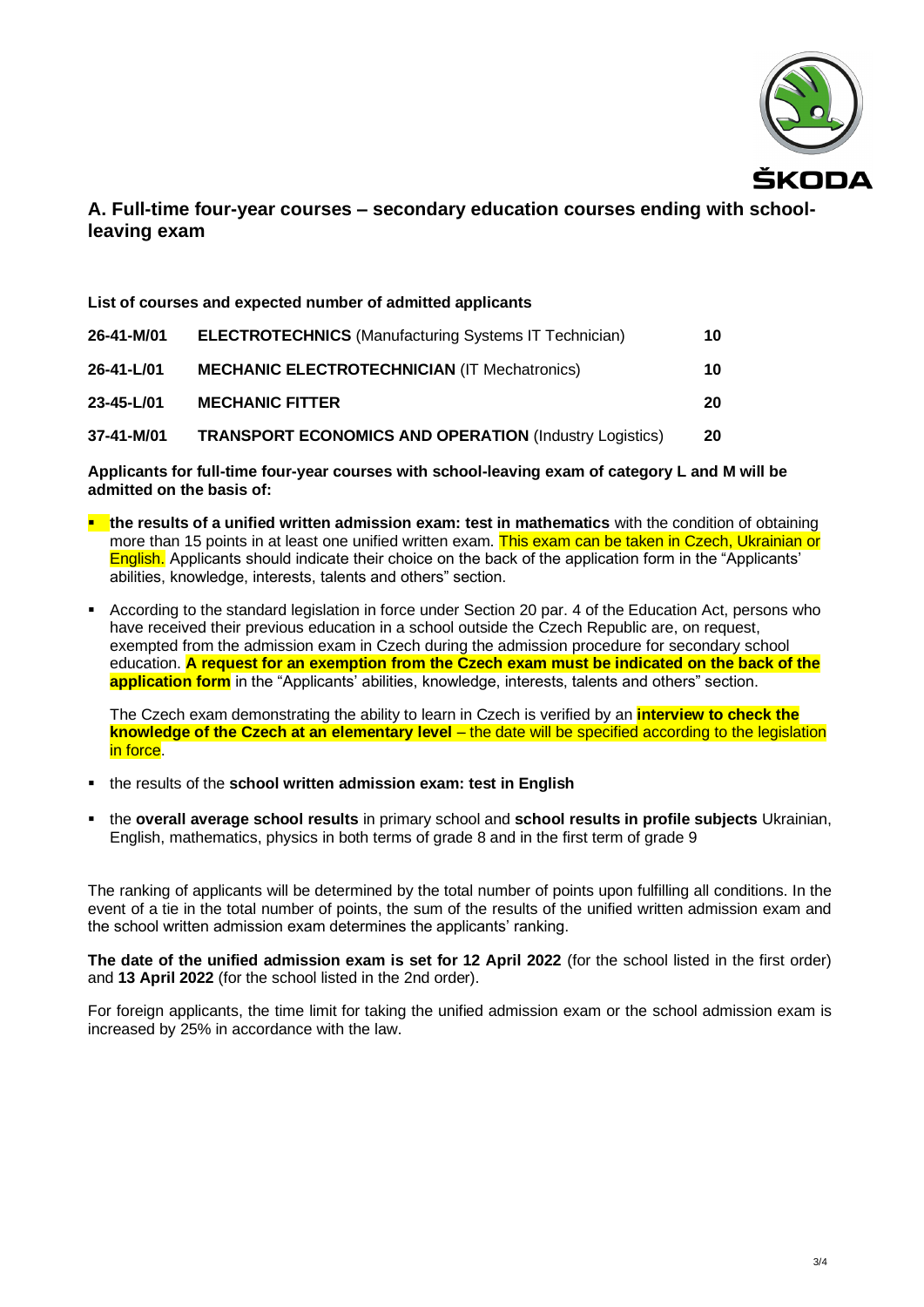## A. Full-time four-year courses – secondary education courses ending with school-leaving exam

**List of courses and expected number of admitted applicants**

| | | |
|---|---|---|
| **26-41-M/01** | **ELECTROTECHNICS** (Manufacturing Systems IT Technician) | **10** |
| **26-41-L/01** | **MECHANIC ELECTROTECHNICIAN** (IT Mechatronics) | **10** |
| **23-45-L/01** | **MECHANIC FITTER** | **20** |
| **37-41-M/01** | **TRANSPORT ECONOMICS AND OPERATION** (Industry Logistics) | **20** |

**Applicants for full-time four-year courses with school-leaving exam of category L and M will be admitted on the basis of:**

- **the results of a unified written admission exam: test in mathematics** with the condition of obtaining more than 15 points in at least one unified written exam. This exam can be taken in Czech, Ukrainian or English. Applicants should indicate their choice on the back of the application form in the "Applicants' abilities, knowledge, interests, talents and others" section.
- According to the standard legislation in force under Section 20 par. 4 of the Education Act, persons who have received their previous education in a school outside the Czech Republic are, on request, exempted from the admission exam in Czech during the admission procedure for secondary school education. **A request for an exemption from the Czech exam must be indicated on the back of the application form** in the "Applicants' abilities, knowledge, interests, talents and others" section.

  The Czech exam demonstrating the ability to learn in Czech is verified by an **interview to check the knowledge of the Czech at an elementary level** – the date will be specified according to the legislation in force.
- the results of the **school written admission exam: test in English**
- the **overall average school results** in primary school and **school results in profile subjects** Ukrainian, English, mathematics, physics in both terms of grade 8 and in the first term of grade 9

The ranking of applicants will be determined by the total number of points upon fulfilling all conditions. In the event of a tie in the total number of points, the sum of the results of the unified written admission exam and the school written admission exam determines the applicants' ranking.

**The date of the unified admission exam is set for 12 April 2022** (for the school listed in the first order) and **13 April 2022** (for the school listed in the 2nd order).

For foreign applicants, the time limit for taking the unified admission exam or the school admission exam is increased by 25% in accordance with the law.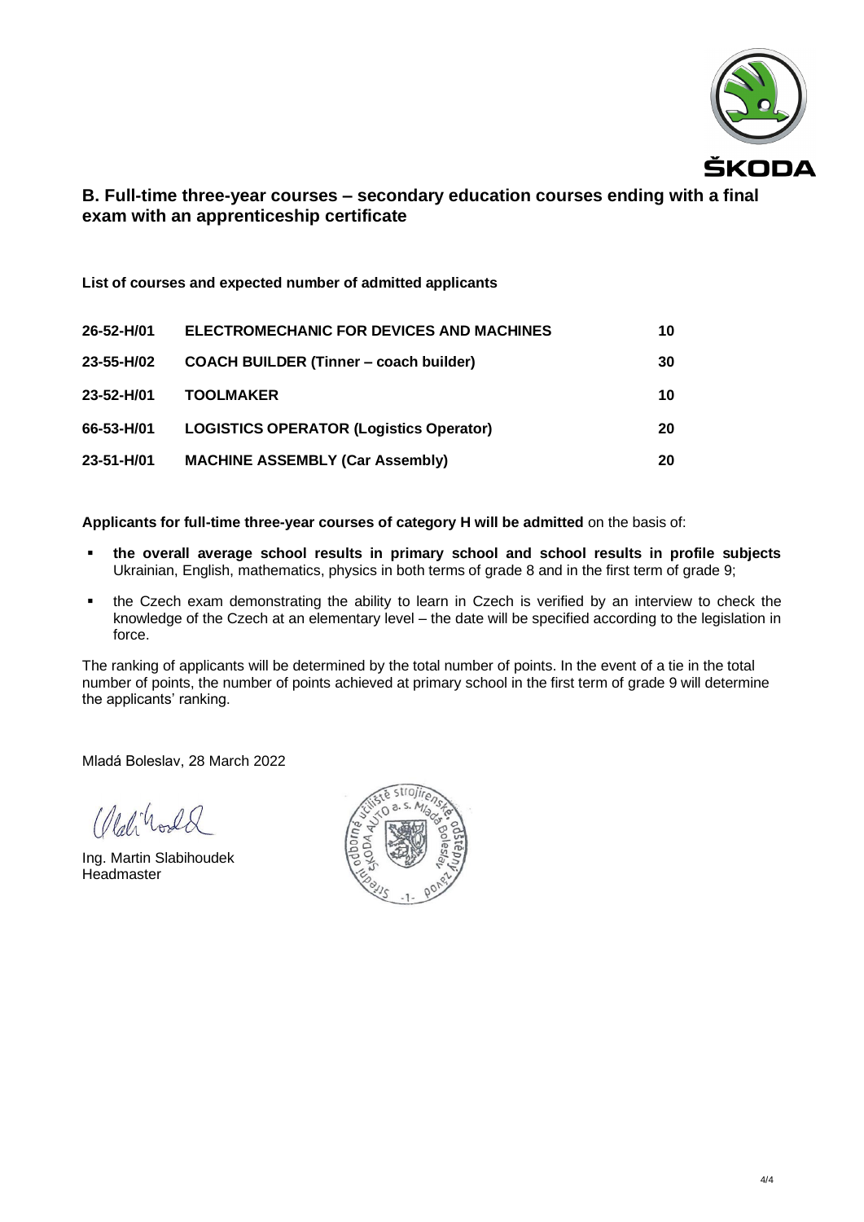## B. Full-time three-year courses – secondary education courses ending with a final exam with an apprenticeship certificate

**List of courses and expected number of admitted applicants**

| | | |
|---|---|---|
| **26-52-H/01** | **ELECTROMECHANIC FOR DEVICES AND MACHINES** | **10** |
| **23-55-H/02** | **COACH BUILDER (Tinner – coach builder)** | **30** |
| **23-52-H/01** | **TOOLMAKER** | **10** |
| **66-53-H/01** | **LOGISTICS OPERATOR (Logistics Operator)** | **20** |
| **23-51-H/01** | **MACHINE ASSEMBLY (Car Assembly)** | **20** |

**Applicants for full-time three-year courses of category H will be admitted** on the basis of:

- **the overall average school results in primary school and school results in profile subjects** Ukrainian, English, mathematics, physics in both terms of grade 8 and in the first term of grade 9;
- the Czech exam demonstrating the ability to learn in Czech is verified by an interview to check the knowledge of the Czech at an elementary level – the date will be specified according to the legislation in force.

The ranking of applicants will be determined by the total number of points. In the event of a tie in the total number of points, the number of points achieved at primary school in the first term of grade 9 will determine the applicants' ranking.

Mladá Boleslav, 28 March 2022

Ing. Martin Slabihoudek
Headmaster